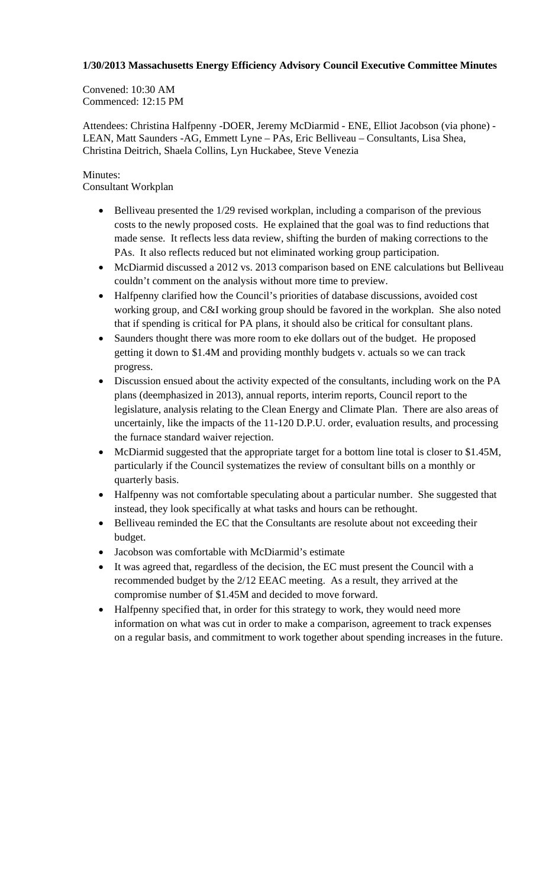**1/30/2013 Massachusetts Energy Efficiency Advisory Council Executive Committee Minutes**

Convened: 10:30 AM
Commenced: 12:15 PM

Attendees: Christina Halfpenny -DOER, Jeremy McDiarmid - ENE, Elliot Jacobson (via phone) - LEAN, Matt Saunders -AG, Emmett Lyne – PAs, Eric Belliveau – Consultants, Lisa Shea, Christina Deitrich, Shaela Collins, Lyn Huckabee, Steve Venezia

Minutes:
Consultant Workplan

- Belliveau presented the 1/29 revised workplan, including a comparison of the previous costs to the newly proposed costs. He explained that the goal was to find reductions that made sense. It reflects less data review, shifting the burden of making corrections to the PAs. It also reflects reduced but not eliminated working group participation.
- McDiarmid discussed a 2012 vs. 2013 comparison based on ENE calculations but Belliveau couldn't comment on the analysis without more time to preview.
- Halfpenny clarified how the Council's priorities of database discussions, avoided cost working group, and C&I working group should be favored in the workplan. She also noted that if spending is critical for PA plans, it should also be critical for consultant plans.
- Saunders thought there was more room to eke dollars out of the budget. He proposed getting it down to $1.4M and providing monthly budgets v. actuals so we can track progress.
- Discussion ensued about the activity expected of the consultants, including work on the PA plans (deemphasized in 2013), annual reports, interim reports, Council report to the legislature, analysis relating to the Clean Energy and Climate Plan. There are also areas of uncertainly, like the impacts of the 11-120 D.P.U. order, evaluation results, and processing the furnace standard waiver rejection.
- McDiarmid suggested that the appropriate target for a bottom line total is closer to $1.45M, particularly if the Council systematizes the review of consultant bills on a monthly or quarterly basis.
- Halfpenny was not comfortable speculating about a particular number. She suggested that instead, they look specifically at what tasks and hours can be rethought.
- Belliveau reminded the EC that the Consultants are resolute about not exceeding their budget.
- Jacobson was comfortable with McDiarmid's estimate
- It was agreed that, regardless of the decision, the EC must present the Council with a recommended budget by the 2/12 EEAC meeting. As a result, they arrived at the compromise number of $1.45M and decided to move forward.
- Halfpenny specified that, in order for this strategy to work, they would need more information on what was cut in order to make a comparison, agreement to track expenses on a regular basis, and commitment to work together about spending increases in the future.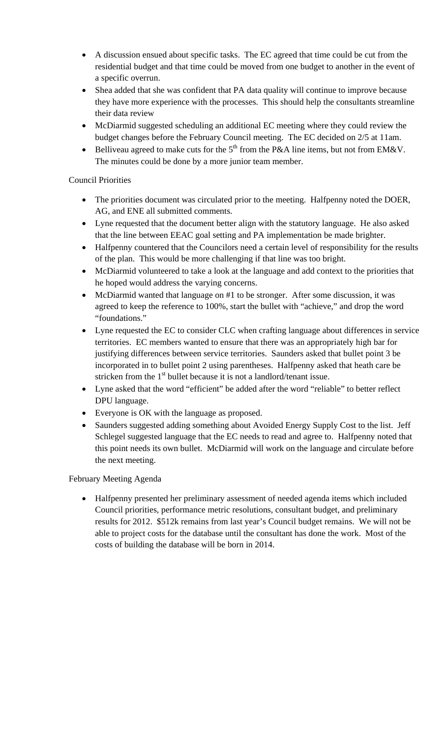- A discussion ensued about specific tasks. The EC agreed that time could be cut from the residential budget and that time could be moved from one budget to another in the event of a specific overrun.
- Shea added that she was confident that PA data quality will continue to improve because they have more experience with the processes. This should help the consultants streamline their data review
- McDiarmid suggested scheduling an additional EC meeting where they could review the budget changes before the February Council meeting. The EC decided on 2/5 at 11am.
- Belliveau agreed to make cuts for the 5th from the P&A line items, but not from EM&V. The minutes could be done by a more junior team member.

Council Priorities

- The priorities document was circulated prior to the meeting. Halfpenny noted the DOER, AG, and ENE all submitted comments.
- Lyne requested that the document better align with the statutory language. He also asked that the line between EEAC goal setting and PA implementation be made brighter.
- Halfpenny countered that the Councilors need a certain level of responsibility for the results of the plan. This would be more challenging if that line was too bright.
- McDiarmid volunteered to take a look at the language and add context to the priorities that he hoped would address the varying concerns.
- McDiarmid wanted that language on #1 to be stronger. After some discussion, it was agreed to keep the reference to 100%, start the bullet with "achieve," and drop the word "foundations."
- Lyne requested the EC to consider CLC when crafting language about differences in service territories. EC members wanted to ensure that there was an appropriately high bar for justifying differences between service territories. Saunders asked that bullet point 3 be incorporated in to bullet point 2 using parentheses. Halfpenny asked that heath care be stricken from the 1st bullet because it is not a landlord/tenant issue.
- Lyne asked that the word "efficient" be added after the word "reliable" to better reflect DPU language.
- Everyone is OK with the language as proposed.
- Saunders suggested adding something about Avoided Energy Supply Cost to the list. Jeff Schlegel suggested language that the EC needs to read and agree to. Halfpenny noted that this point needs its own bullet. McDiarmid will work on the language and circulate before the next meeting.

February Meeting Agenda

- Halfpenny presented her preliminary assessment of needed agenda items which included Council priorities, performance metric resolutions, consultant budget, and preliminary results for 2012. $512k remains from last year's Council budget remains. We will not be able to project costs for the database until the consultant has done the work. Most of the costs of building the database will be born in 2014.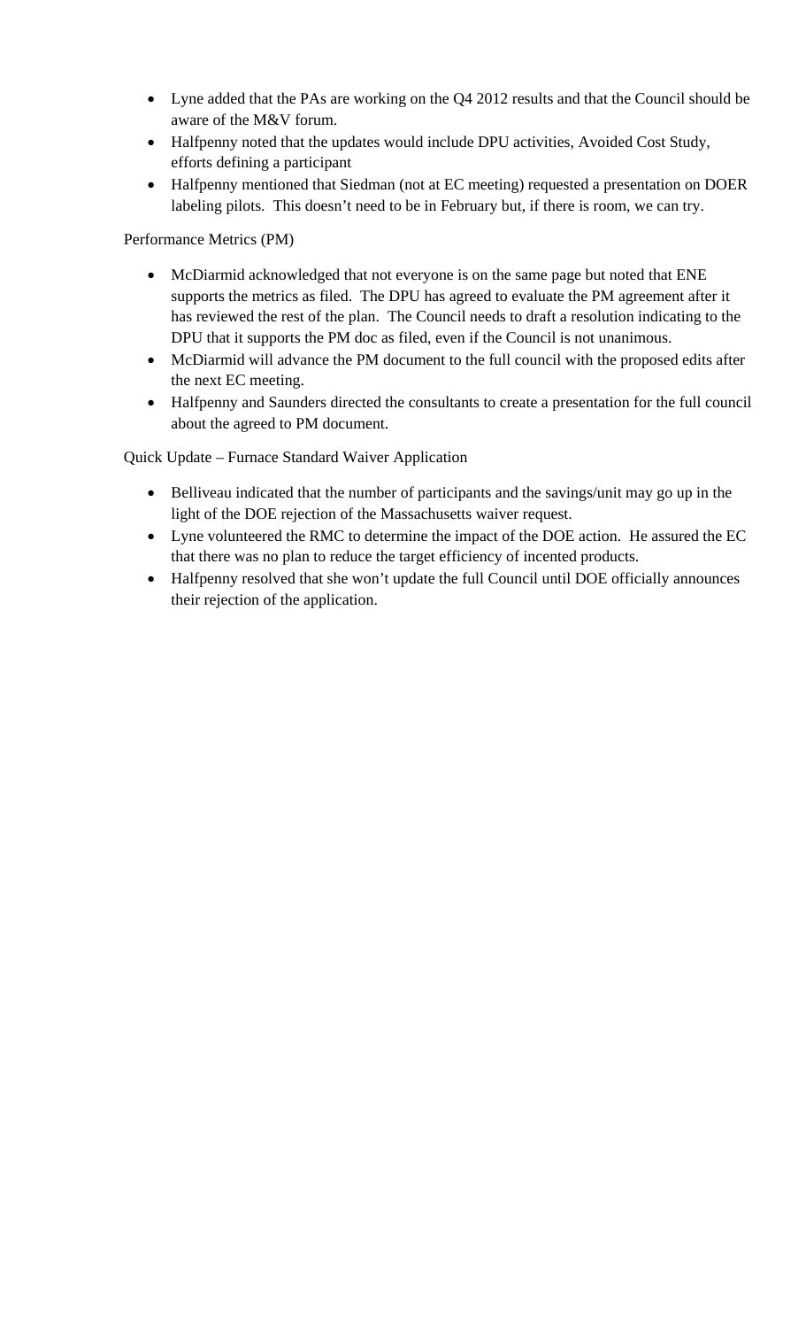- Lyne added that the PAs are working on the Q4 2012 results and that the Council should be aware of the M&V forum.
- Halfpenny noted that the updates would include DPU activities, Avoided Cost Study, efforts defining a participant
- Halfpenny mentioned that Siedman (not at EC meeting) requested a presentation on DOER labeling pilots. This doesn't need to be in February but, if there is room, we can try.

Performance Metrics (PM)

- McDiarmid acknowledged that not everyone is on the same page but noted that ENE supports the metrics as filed. The DPU has agreed to evaluate the PM agreement after it has reviewed the rest of the plan. The Council needs to draft a resolution indicating to the DPU that it supports the PM doc as filed, even if the Council is not unanimous.
- McDiarmid will advance the PM document to the full council with the proposed edits after the next EC meeting.
- Halfpenny and Saunders directed the consultants to create a presentation for the full council about the agreed to PM document.

Quick Update – Furnace Standard Waiver Application

- Belliveau indicated that the number of participants and the savings/unit may go up in the light of the DOE rejection of the Massachusetts waiver request.
- Lyne volunteered the RMC to determine the impact of the DOE action. He assured the EC that there was no plan to reduce the target efficiency of incented products.
- Halfpenny resolved that she won't update the full Council until DOE officially announces their rejection of the application.